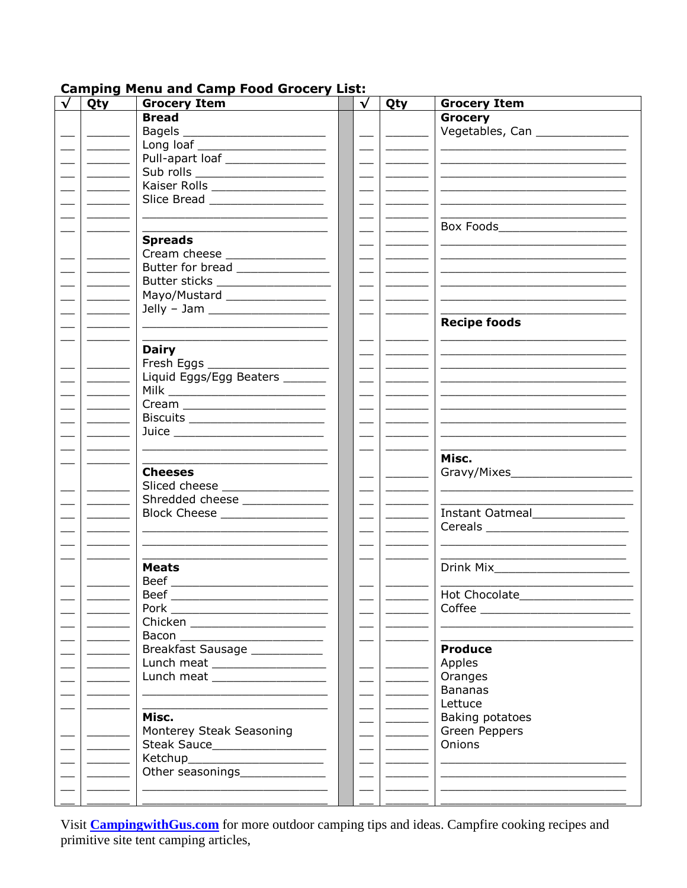**Camping Menu and Camp Food Grocery List:**

| √ | Qty | Grocery Item | | √ | Qty | Grocery Item |
|---|---|---|---|---|---|---|
| | | **Bread** | | | | **Grocery** |
| __ | ______ | Bagels ____________________ | | __ | ______ | Vegetables, Can _____________ |
| __ | ______ | Long loaf __________________ | | __ | ______ | ____________________________ |
| __ | ______ | Pull-apart loaf _______________ | | __ | ______ | ____________________________ |
| __ | ______ | Sub rolls __________________ | | __ | ______ | ____________________________ |
| __ | ______ | Kaiser Rolls ________________ | | __ | ______ | ____________________________ |
| __ | ______ | Slice Bread ________________ | | __ | ______ | ____________________________ |
| __ | ______ | ____________________________ | | __ | ______ | ____________________________ |
| __ | ______ | ____________________________ | | __ | ______ | Box Foods__________________ |
| | | **Spreads** | | __ | ______ | ____________________________ |
| __ | ______ | Cream cheese ______________ | | __ | ______ | ____________________________ |
| __ | ______ | Butter for bread _____________ | | __ | ______ | ____________________________ |
| __ | ______ | Butter sticks ________________ | | __ | ______ | ____________________________ |
| __ | ______ | Mayo/Mustard _______________ | | __ | ______ | ____________________________ |
| __ | ______ | Jelly – Jam _________________ | | __ | ______ | ____________________________ |
| __ | ______ | ____________________________ | | | | **Recipe foods** |
| __ | ______ | ____________________________ | | __ | ______ | ____________________________ |
| | | **Dairy** | | __ | ______ | ____________________________ |
| __ | ______ | Fresh Eggs _________________ | | __ | ______ | ____________________________ |
| __ | ______ | Liquid Eggs/Egg Beaters ______ | | __ | ______ | ____________________________ |
| __ | ______ | Milk _______________________ | | __ | ______ | ____________________________ |
| __ | ______ | Cream ______________________ | | __ | ______ | ____________________________ |
| __ | ______ | Biscuits _____________________ | | __ | ______ | ____________________________ |
| __ | ______ | Juice ______________________ | | __ | ______ | ____________________________ |
| __ | ______ | ____________________________ | | __ | ______ | ____________________________ |
| __ | ______ | ____________________________ | | | | **Misc.** |
| | | **Cheeses** | | __ | ______ | Gravy/Mixes_________________ |
| __ | ______ | Sliced cheese _______________ | | __ | ______ | ____________________________ |
| __ | ______ | Shredded cheese _____________ | | __ | ______ | ____________________________ |
| __ | ______ | Block Cheese _______________ | | __ | ______ | Instant Oatmeal_____________ |
| __ | ______ | ____________________________ | | __ | ______ | Cereals ____________________ |
| __ | ______ | ____________________________ | | __ | ______ | ____________________________ |
| __ | ______ | ____________________________ | | __ | ______ | ____________________________ |
| | | **Meats** | | | | Drink Mix___________________ |
| __ | ______ | Beef _______________________ | | __ | ______ | ____________________________ |
| __ | ______ | Beef _______________________ | | __ | ______ | Hot Chocolate_______________ |
| __ | ______ | Pork _______________________ | | __ | ______ | Coffee _____________________ |
| __ | ______ | Chicken _____________________ | | __ | ______ | ____________________________ |
| __ | ______ | Bacon ______________________ | | __ | ______ | ____________________________ |
| __ | ______ | Breakfast Sausage ___________ | | | | **Produce** |
| __ | ______ | Lunch meat _________________ | | __ | ______ | Apples |
| __ | ______ | Lunch meat _________________ | | __ | ______ | Oranges |
| __ | ______ | ____________________________ | | __ | ______ | Bananas |
| __ | ______ | ____________________________ | | __ | ______ | Lettuce |
| | | **Misc.** | | __ | ______ | Baking potatoes |
| __ | ______ | Monterey Steak Seasoning | | __ | ______ | Green Peppers |
| __ | ______ | Steak Sauce_________________ | | __ | ______ | Onions |
| __ | ______ | Ketchup____________________ | | __ | ______ | ____________________________ |
| __ | ______ | Other seasonings_____________ | | __ | ______ | ____________________________ |
| __ | ______ | ____________________________ | | __ | ______ | ____________________________ |
| __ | ______ | ____________________________ | | __ | ______ | ____________________________ |

Visit **CampingwithGus.com** for more outdoor camping tips and ideas. Campfire cooking recipes and primitive site tent camping articles,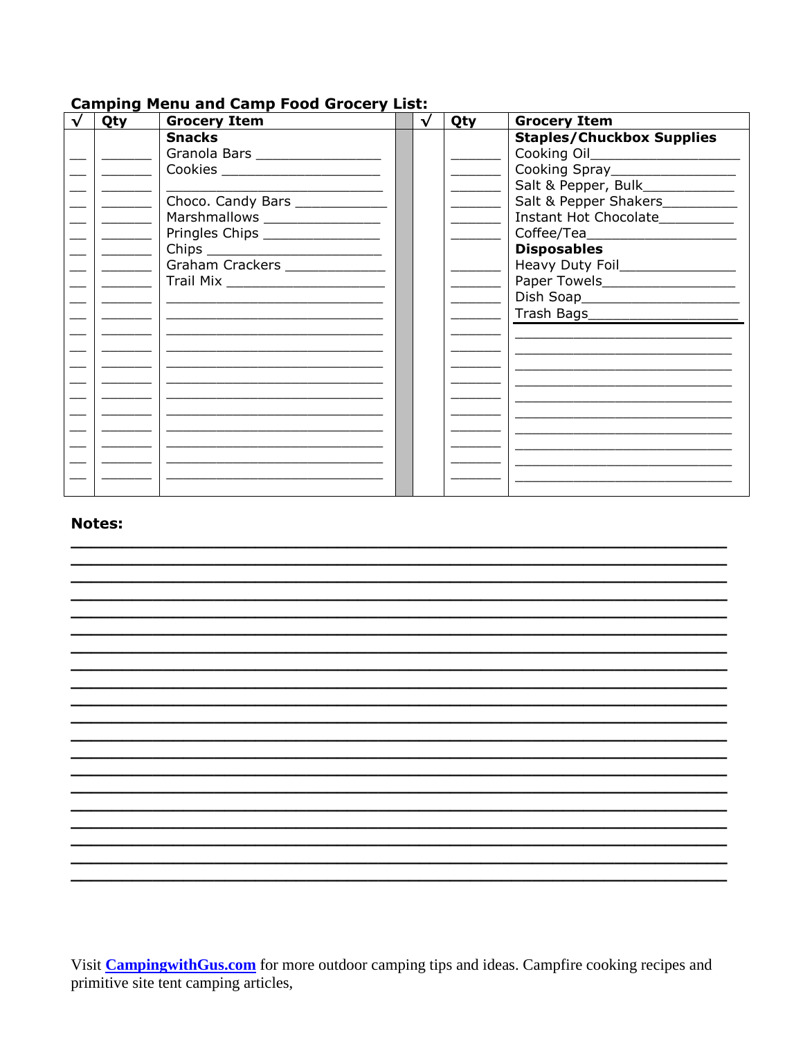**Camping Menu and Camp Food Grocery List:**

| √ | Qty | Grocery Item | | √ | Qty | Grocery Item |
|---|---|---|---|---|---|---|
| | | **Snacks** | | | | **Staples/Chuckbox Supplies** |
| __ | ______ | Granola Bars _______________ | | | ______ | Cooking Oil_________________ |
| __ | ______ | Cookies ___________________ | | | ______ | Cooking Spray_______________ |
| __ | ______ | ___________________________ | | | ______ | Salt & Pepper, Bulk___________ |
| __ | ______ | Choco. Candy Bars ___________ | | | ______ | Salt & Pepper Shakers_________ |
| __ | ______ | Marshmallows _______________ | | | ______ | Instant Hot Chocolate_________ |
| __ | ______ | Pringles Chips ______________ | | | ______ | Coffee/Tea_________________ |
| __ | ______ | Chips _____________________ | | | | **Disposables** |
| __ | ______ | Graham Crackers ____________ | | | ______ | Heavy Duty Foil______________ |
| __ | ______ | Trail Mix ___________________ | | | ______ | Paper Towels________________ |
| __ | ______ | ___________________________ | | | ______ | Dish Soap___________________ |
| __ | ______ | ___________________________ | | | ______ | Trash Bags__________________ |
| __ | ______ | ___________________________ | | | ______ | ___________________________ |
| __ | ______ | ___________________________ | | | ______ | ___________________________ |
| __ | ______ | ___________________________ | | | ______ | ___________________________ |
| __ | ______ | ___________________________ | | | ______ | ___________________________ |
| __ | ______ | ___________________________ | | | ______ | ___________________________ |
| __ | ______ | ___________________________ | | | ______ | ___________________________ |
| __ | ______ | ___________________________ | | | ______ | ___________________________ |
| __ | ______ | ___________________________ | | | ______ | ___________________________ |
| __ | ______ | ___________________________ | | | ______ | ___________________________ |
| __ | ______ | ___________________________ | | | ______ | ___________________________ |

**Notes:**

Visit **[CampingwithGus.com](http://CampingwithGus.com)** for more outdoor camping tips and ideas. Campfire cooking recipes and primitive site tent camping articles,